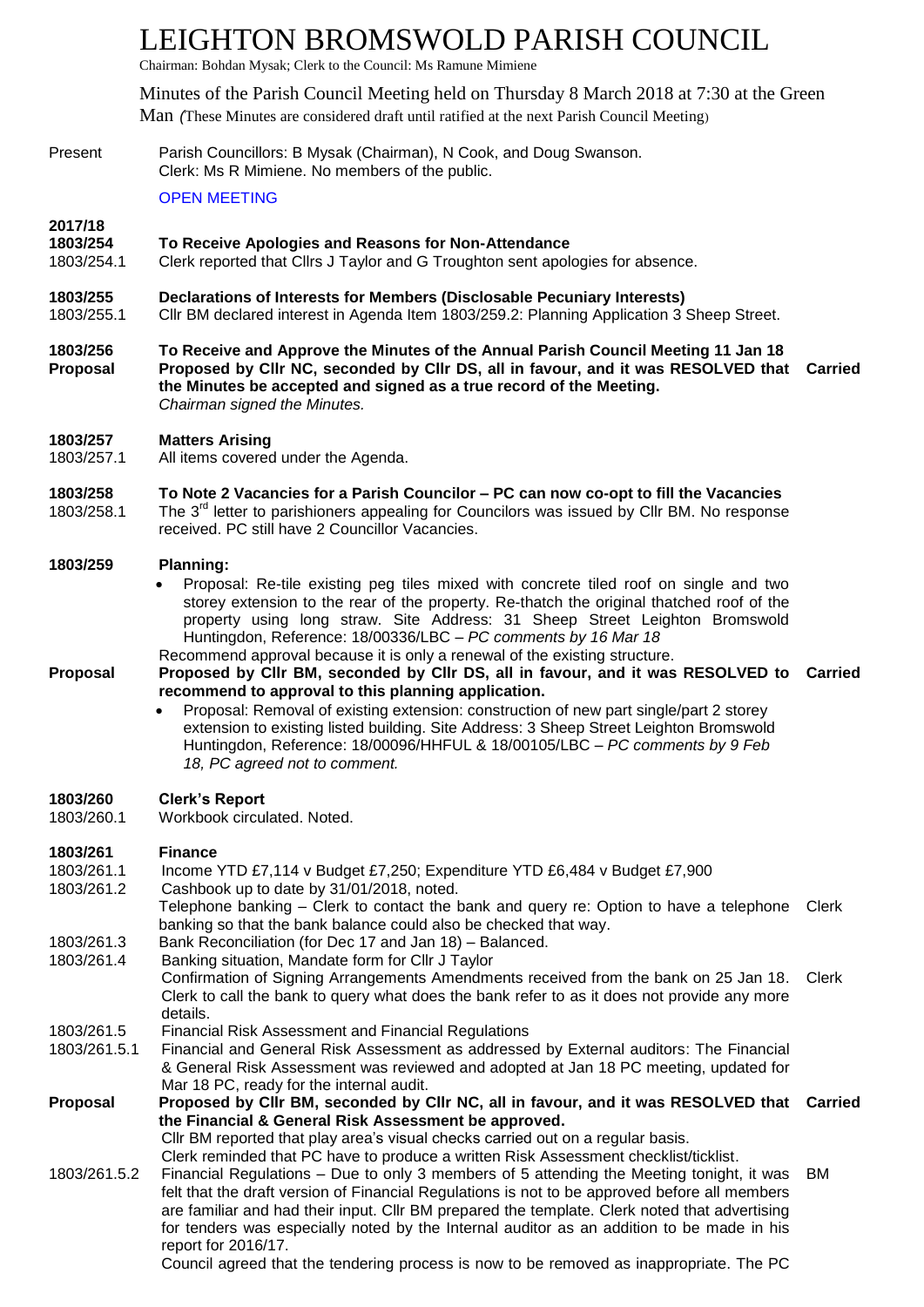# LEIGHTON BROMSWOLD PARISH COUNCIL

Chairman: Bohdan Mysak; Clerk to the Council: Ms Ramune Mimiene

Minutes of the Parish Council Meeting held on Thursday 8 March 2018 at 7:30 at the Green Man *(These Minutes are considered draft until ratified at the next Parish Council Meeting)*

Present — Parish Councillors: B Mysak (Chairman), N Cook, and Doug Swanson.
Clerk: Ms R Mimiene. No members of the public.

OPEN MEETING

**2017/18**

**1803/254 To Receive Apologies and Reasons for Non-Attendance**

1803/254.1 Clerk reported that Cllrs J Taylor and G Troughton sent apologies for absence.

**1803/255 Declarations of Interests for Members (Disclosable Pecuniary Interests)**

1803/255.1 Cllr BM declared interest in Agenda Item 1803/259.2: Planning Application 3 Sheep Street.

**1803/256 To Receive and Approve the Minutes of the Annual Parish Council Meeting 11 Jan 18**

**Proposal** — **Proposed by Cllr NC, seconded by Cllr DS, all in favour, and it was RESOLVED that the Minutes be accepted and signed as a true record of the Meeting.** — **Carried**
*Chairman signed the Minutes.*

**1803/257 Matters Arising**

1803/257.1 All items covered under the Agenda.

**1803/258 To Note 2 Vacancies for a Parish Councilor – PC can now co-opt to fill the Vacancies**

1803/258.1 The 3rd letter to parishioners appealing for Councilors was issued by Cllr BM. No response received. PC still have 2 Councillor Vacancies.

**1803/259 Planning:**

- Proposal: Re-tile existing peg tiles mixed with concrete tiled roof on single and two storey extension to the rear of the property. Re-thatch the original thatched roof of the property using long straw. Site Address: 31 Sheep Street Leighton Bromswold Huntingdon, Reference: 18/00336/LBC – *PC comments by 16 Mar 18*

Recommend approval because it is only a renewal of the existing structure.

**Proposal** — **Proposed by Cllr BM, seconded by Cllr DS, all in favour, and it was RESOLVED to recommend to approval to this planning application.** — **Carried**

- Proposal: Removal of existing extension: construction of new part single/part 2 storey extension to existing listed building. Site Address: 3 Sheep Street Leighton Bromswold Huntingdon, Reference: 18/00096/HHFUL & 18/00105/LBC – *PC comments by 9 Feb 18, PC agreed not to comment.*

**1803/260 Clerk's Report**

1803/260.1 Workbook circulated. Noted.

**1803/261 Finance**

1803/261.1 Income YTD £7,114 v Budget £7,250; Expenditure YTD £6,484 v Budget £7,900

1803/261.2 Cashbook up to date by 31/01/2018, noted.
Telephone banking – Clerk to contact the bank and query re: Option to have a telephone banking so that the bank balance could also be checked that way. — Clerk

1803/261.3 Bank Reconciliation (for Dec 17 and Jan 18) – Balanced.

1803/261.4 Banking situation, Mandate form for Cllr J Taylor
Confirmation of Signing Arrangements Amendments received from the bank on 25 Jan 18. Clerk to call the bank to query what does the bank refer to as it does not provide any more details. — Clerk

1803/261.5 Financial Risk Assessment and Financial Regulations

1803/261.5.1 Financial and General Risk Assessment as addressed by External auditors: The Financial & General Risk Assessment was reviewed and adopted at Jan 18 PC meeting, updated for Mar 18 PC, ready for the internal audit.

**Proposal** — **Proposed by Cllr BM, seconded by Cllr NC, all in favour, and it was RESOLVED that the Financial & General Risk Assessment be approved.** — **Carried**
Cllr BM reported that play area's visual checks carried out on a regular basis.
Clerk reminded that PC have to produce a written Risk Assessment checklist/ticklist.

1803/261.5.2 Financial Regulations – Due to only 3 members of 5 attending the Meeting tonight, it was felt that the draft version of Financial Regulations is not to be approved before all members are familiar and had their input. Cllr BM prepared the template. Clerk noted that advertising for tenders was especially noted by the Internal auditor as an addition to be made in his report for 2016/17. — BM
Council agreed that the tendering process is now to be removed as inappropriate. The PC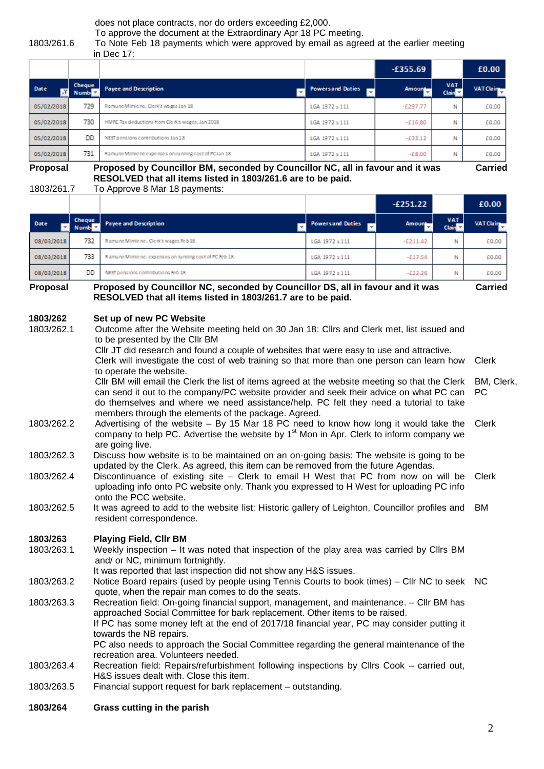does not place contracts, nor do orders exceeding £2,000.
To approve the document at the Extraordinary Apr 18 PC meeting.

1803/261.6 To Note Feb 18 payments which were approved by email as agreed at the earlier meeting in Dec 17:

| Date | Cheque Numb | Payee and Description | Powers and Duties | Amount | VAT Claim | VAT Claim |
|---|---|---|---|---|---|---|
| | | | | -£355.69 | | £0.00 |
| 05/02/2018 | 729 | Ramune Mimiene, Clerk's wages Jan 18 | LGA 1972 s 111 | -£297.77 | N | £0.00 |
| 05/02/2018 | 730 | HMRC Tax deductions from Clerk's wages, Jan 2018 | LGA 1972 s 111 | -£16.80 | N | £0.00 |
| 05/02/2018 | DD | NEST pensions contributions Jan 18 | LGA 1972 s 111 | -£33.12 | N | £0.00 |
| 05/02/2018 | 731 | Ramune Mimiene expenses on running cost of PC Jan 18 | LGA 1972 s 111 | -£8.00 | N | £0.00 |

**Proposal** **Proposed by Councillor BM, seconded by Councillor NC, all in favour and it was RESOLVED that all items listed in 1803/261.6 are to be paid.** **Carried**

1803/261.7 To Approve 8 Mar 18 payments:

| Date | Cheque Numb | Payee and Description | Powers and Duties | Amount | VAT Claim | VAT Claim |
|---|---|---|---|---|---|---|
| | | | | -£251.22 | | £0.00 |
| 08/03/2018 | 732 | Ramune Mimiene, Clerk's wages Feb 18 | LGA 1972 s 111 | -£211.42 | N | £0.00 |
| 08/03/2018 | 733 | Ramune Mimiene, expenses on running cost of PC Feb 18 | LGA 1972 s 111 | -£17.54 | N | £0.00 |
| 08/03/2018 | DD | NEST pensions contributions Feb 18 | LGA 1972 s 111 | -£22.26 | N | £0.00 |

**Proposal** **Proposed by Councillor NC, seconded by Councillor DS, all in favour and it was RESOLVED that all items listed in 1803/261.7 are to be paid.** **Carried**

**1803/262 Set up of new PC Website**

1803/262.1 Outcome after the Website meeting held on 30 Jan 18: Cllrs and Clerk met, list issued and to be presented by the Cllr BM
Cllr JT did research and found a couple of websites that were easy to use and attractive.
Clerk will investigate the cost of web training so that more than one person can learn how to operate the website. — Clerk
Cllr BM will email the Clerk the list of items agreed at the website meeting so that the Clerk can send it out to the company/PC website provider and seek their advice on what PC can do themselves and where we need assistance/help. PC felt they need a tutorial to take members through the elements of the package. Agreed. — BM, Clerk, PC

1803/262.2 Advertising of the website – By 15 Mar 18 PC need to know how long it would take the company to help PC. Advertise the website by 1st Mon in Apr. Clerk to inform company we are going live. — Clerk

1803/262.3 Discuss how website is to be maintained on an on-going basis: The website is going to be updated by the Clerk. As agreed, this item can be removed from the future Agendas.

1803/262.4 Discontinuance of existing site – Clerk to email H West that PC from now on will be uploading info onto PC website only. Thank you expressed to H West for uploading PC info onto the PCC website. — Clerk

1803/262.5 It was agreed to add to the website list: Historic gallery of Leighton, Councillor profiles and resident correspondence. — BM

**1803/263 Playing Field, Cllr BM**

1803/263.1 Weekly inspection – It was noted that inspection of the play area was carried by Cllrs BM and/ or NC, minimum fortnightly.
It was reported that last inspection did not show any H&S issues.

1803/263.2 Notice Board repairs (used by people using Tennis Courts to book times) – Cllr NC to seek quote, when the repair man comes to do the seats. — NC

1803/263.3 Recreation field: On-going financial support, management, and maintenance. – Cllr BM has approached Social Committee for bark replacement. Other items to be raised.
If PC has some money left at the end of 2017/18 financial year, PC may consider putting it towards the NB repairs.
PC also needs to approach the Social Committee regarding the general maintenance of the recreation area. Volunteers needed.

1803/263.4 Recreation field: Repairs/refurbishment following inspections by Cllrs Cook – carried out, H&S issues dealt with. Close this item.

1803/263.5 Financial support request for bark replacement – outstanding.

**1803/264 Grass cutting in the parish**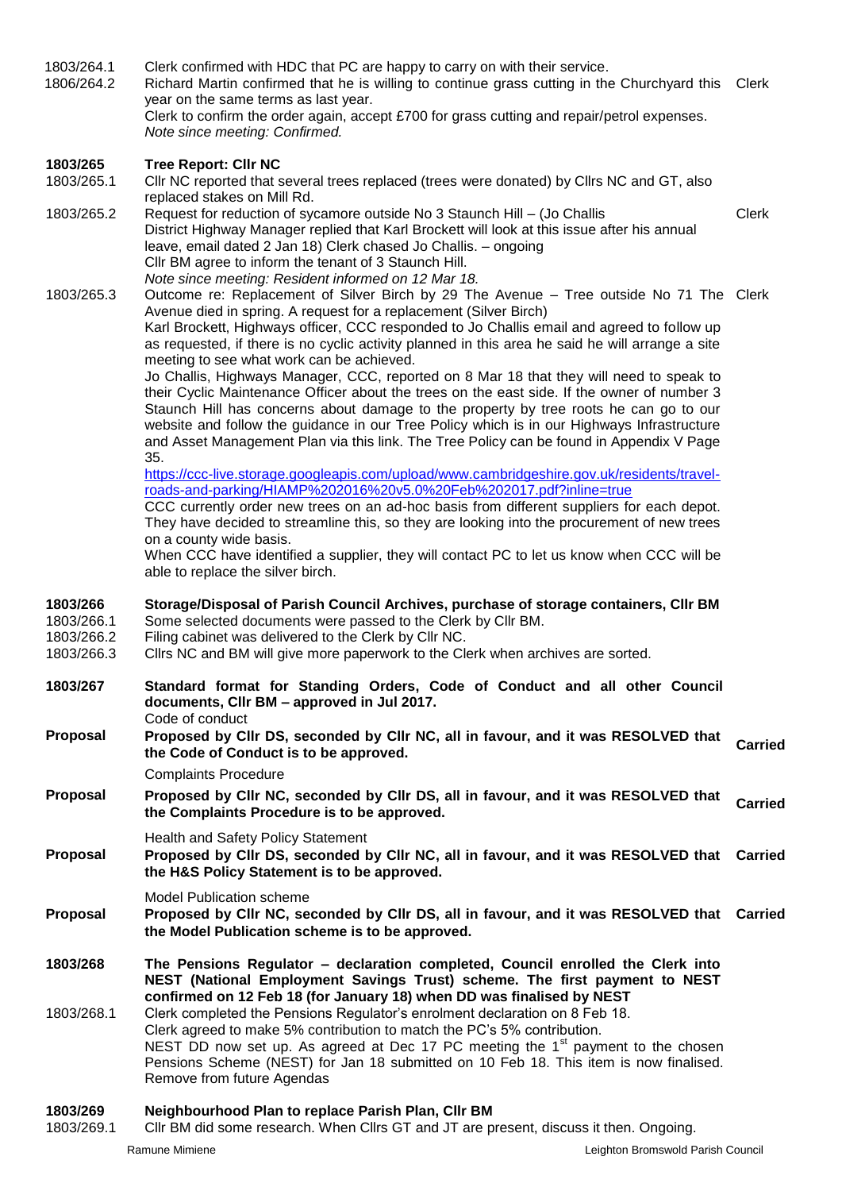| | | |
|---|---|---|
| 1803/264.1 | Clerk confirmed with HDC that PC are happy to carry on with their service. | |
| 1806/264.2 | Richard Martin confirmed that he is willing to continue grass cutting in the Churchyard this year on the same terms as last year.<br>Clerk to confirm the order again, accept £700 for grass cutting and repair/petrol expenses.<br>*Note since meeting: Confirmed.* | Clerk |
| **1803/265** | **Tree Report: Cllr NC** | |
| 1803/265.1 | Cllr NC reported that several trees replaced (trees were donated) by Cllrs NC and GT, also replaced stakes on Mill Rd. | |
| 1803/265.2 | Request for reduction of sycamore outside No 3 Staunch Hill – (Jo Challis<br>District Highway Manager replied that Karl Brockett will look at this issue after his annual leave, email dated 2 Jan 18) Clerk chased Jo Challis. – ongoing<br>Cllr BM agree to inform the tenant of 3 Staunch Hill.<br>*Note since meeting: Resident informed on 12 Mar 18.* | Clerk |
| 1803/265.3 | Outcome re: Replacement of Silver Birch by 29 The Avenue – Tree outside No 71 The Avenue died in spring. A request for a replacement (Silver Birch)<br>Karl Brockett, Highways officer, CCC responded to Jo Challis email and agreed to follow up as requested, if there is no cyclic activity planned in this area he said he will arrange a site meeting to see what work can be achieved.<br>Jo Challis, Highways Manager, CCC, reported on 8 Mar 18 that they will need to speak to their Cyclic Maintenance Officer about the trees on the east side. If the owner of number 3 Staunch Hill has concerns about damage to the property by tree roots he can go to our website and follow the guidance in our Tree Policy which is in our Highways Infrastructure and Asset Management Plan via this link. The Tree Policy can be found in Appendix V Page 35.<br>https://ccc-live.storage.googleapis.com/upload/www.cambridgeshire.gov.uk/residents/travel-roads-and-parking/HIAMP%202016%20v5.0%20Feb%202017.pdf?inline=true<br>CCC currently order new trees on an ad-hoc basis from different suppliers for each depot. They have decided to streamline this, so they are looking into the procurement of new trees on a county wide basis.<br>When CCC have identified a supplier, they will contact PC to let us know when CCC will be able to replace the silver birch. | Clerk |
| **1803/266** | **Storage/Disposal of Parish Council Archives, purchase of storage containers, Cllr BM** | |
| 1803/266.1 | Some selected documents were passed to the Clerk by Cllr BM. | |
| 1803/266.2 | Filing cabinet was delivered to the Clerk by Cllr NC. | |
| 1803/266.3 | Cllrs NC and BM will give more paperwork to the Clerk when archives are sorted. | |
| **1803/267** | **Standard format for Standing Orders, Code of Conduct and all other Council documents, Cllr BM – approved in Jul 2017.**<br>Code of conduct | |
| **Proposal** | **Proposed by Cllr DS, seconded by Cllr NC, all in favour, and it was RESOLVED that the Code of Conduct is to be approved.** | **Carried** |
| | Complaints Procedure | |
| **Proposal** | **Proposed by Cllr NC, seconded by Cllr DS, all in favour, and it was RESOLVED that the Complaints Procedure is to be approved.** | **Carried** |
| | Health and Safety Policy Statement | |
| **Proposal** | **Proposed by Cllr DS, seconded by Cllr NC, all in favour, and it was RESOLVED that the H&S Policy Statement is to be approved.** | **Carried** |
| | Model Publication scheme | |
| **Proposal** | **Proposed by Cllr NC, seconded by Cllr DS, all in favour, and it was RESOLVED that the Model Publication scheme is to be approved.** | **Carried** |
| **1803/268** | **The Pensions Regulator – declaration completed, Council enrolled the Clerk into NEST (National Employment Savings Trust) scheme. The first payment to NEST confirmed on 12 Feb 18 (for January 18) when DD was finalised by NEST** | |
| 1803/268.1 | Clerk completed the Pensions Regulator's enrolment declaration on 8 Feb 18.<br>Clerk agreed to make 5% contribution to match the PC's 5% contribution.<br>NEST DD now set up. As agreed at Dec 17 PC meeting the 1st payment to the chosen Pensions Scheme (NEST) for Jan 18 submitted on 10 Feb 18. This item is now finalised. Remove from future Agendas | |
| **1803/269** | **Neighbourhood Plan to replace Parish Plan, Cllr BM** | |
| 1803/269.1 | Cllr BM did some research. When Cllrs GT and JT are present, discuss it then. Ongoing. | |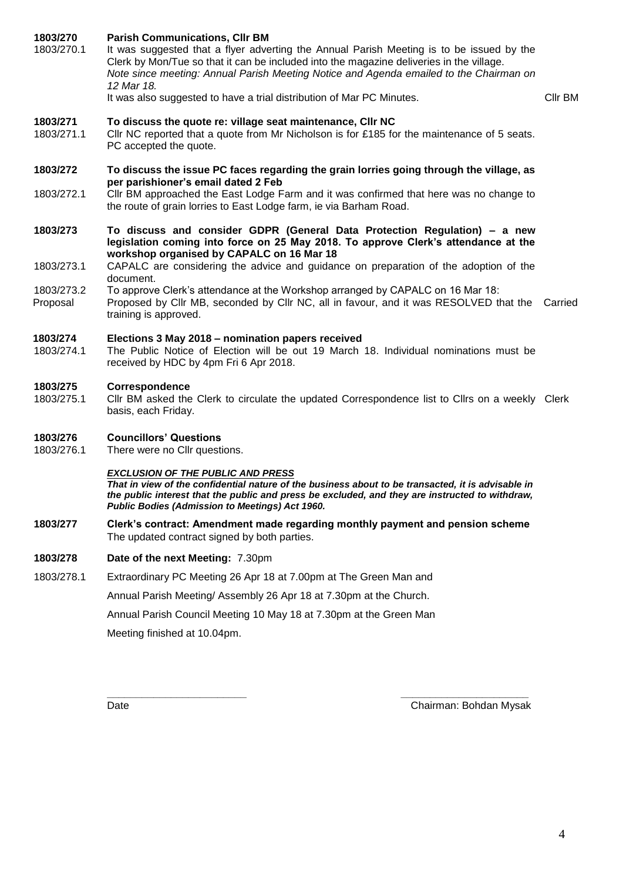**1803/270 Parish Communications, Cllr BM**

1803/270.1 It was suggested that a flyer adverting the Annual Parish Meeting is to be issued by the Clerk by Mon/Tue so that it can be included into the magazine deliveries in the village.
*Note since meeting: Annual Parish Meeting Notice and Agenda emailed to the Chairman on 12 Mar 18.*
It was also suggested to have a trial distribution of Mar PC Minutes. — Cllr BM

**1803/271 To discuss the quote re: village seat maintenance, Cllr NC**

1803/271.1 Cllr NC reported that a quote from Mr Nicholson is for £185 for the maintenance of 5 seats. PC accepted the quote.

**1803/272 To discuss the issue PC faces regarding the grain lorries going through the village, as per parishioner's email dated 2 Feb**

1803/272.1 Cllr BM approached the East Lodge Farm and it was confirmed that here was no change to the route of grain lorries to East Lodge farm, ie via Barham Road.

**1803/273 To discuss and consider GDPR (General Data Protection Regulation) – a new legislation coming into force on 25 May 2018. To approve Clerk's attendance at the workshop organised by CAPALC on 16 Mar 18**

1803/273.1 CAPALC are considering the advice and guidance on preparation of the adoption of the document.

1803/273.2 To approve Clerk's attendance at the Workshop arranged by CAPALC on 16 Mar 18:

Proposal: Proposed by Cllr MB, seconded by Cllr NC, all in favour, and it was RESOLVED that the training is approved. — Carried

**1803/274 Elections 3 May 2018 – nomination papers received**

1803/274.1 The Public Notice of Election will be out 19 March 18. Individual nominations must be received by HDC by 4pm Fri 6 Apr 2018.

**1803/275 Correspondence**

1803/275.1 Cllr BM asked the Clerk to circulate the updated Correspondence list to Cllrs on a weekly basis, each Friday. — Clerk

**1803/276 Councillors' Questions**

1803/276.1 There were no Cllr questions.

***EXCLUSION OF THE PUBLIC AND PRESS***

***That in view of the confidential nature of the business about to be transacted, it is advisable in the public interest that the public and press be excluded, and they are instructed to withdraw, Public Bodies (Admission to Meetings) Act 1960.***

**1803/277 Clerk's contract: Amendment made regarding monthly payment and pension scheme**

The updated contract signed by both parties.

**1803/278 Date of the next Meeting:** 7.30pm

1803/278.1 Extraordinary PC Meeting 26 Apr 18 at 7.00pm at The Green Man and

Annual Parish Meeting/ Assembly 26 Apr 18 at 7.30pm at the Church.

Annual Parish Council Meeting 10 May 18 at 7.30pm at the Green Man

Meeting finished at 10.04pm.

\_\_\_\_\_\_\_\_\_\_\_\_\_\_\_\_\_\_\_\_\_\_\_\_ \_\_\_\_\_\_\_\_\_\_\_\_\_\_\_\_\_\_\_\_\_\_

Date Chairman: Bohdan Mysak